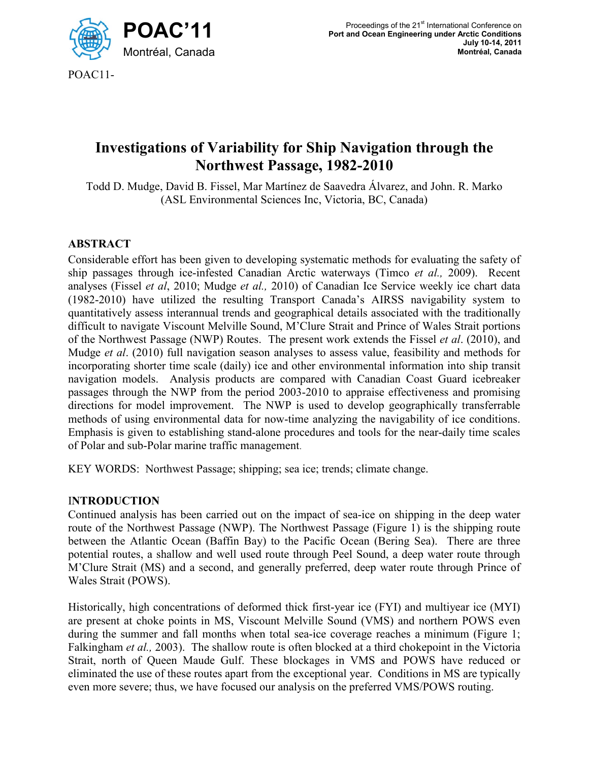POAC11-

# Investigations of Variability for Ship Navigation through the Northwest Passage, 1982-2010

Todd D. Mudge, David B. Fissel, Mar Martínez de Saavedra Álvarez, and John. R. Marko
(ASL Environmental Sciences Inc, Victoria, BC, Canada)

## ABSTRACT

Considerable effort has been given to developing systematic methods for evaluating the safety of ship passages through ice-infested Canadian Arctic waterways (Timco *et al.,* 2009). Recent analyses (Fissel *et al*, 2010; Mudge *et al.,* 2010) of Canadian Ice Service weekly ice chart data (1982-2010) have utilized the resulting Transport Canada's AIRSS navigability system to quantitatively assess interannual trends and geographical details associated with the traditionally difficult to navigate Viscount Melville Sound, M'Clure Strait and Prince of Wales Strait portions of the Northwest Passage (NWP) Routes. The present work extends the Fissel *et al*. (2010), and Mudge *et al*. (2010) full navigation season analyses to assess value, feasibility and methods for incorporating shorter time scale (daily) ice and other environmental information into ship transit navigation models. Analysis products are compared with Canadian Coast Guard icebreaker passages through the NWP from the period 2003-2010 to appraise effectiveness and promising directions for model improvement. The NWP is used to develop geographically transferrable methods of using environmental data for now-time analyzing the navigability of ice conditions. Emphasis is given to establishing stand-alone procedures and tools for the near-daily time scales of Polar and sub-Polar marine traffic management.

KEY WORDS: Northwest Passage; shipping; sea ice; trends; climate change.

## INTRODUCTION

Continued analysis has been carried out on the impact of sea-ice on shipping in the deep water route of the Northwest Passage (NWP). The Northwest Passage (Figure 1) is the shipping route between the Atlantic Ocean (Baffin Bay) to the Pacific Ocean (Bering Sea). There are three potential routes, a shallow and well used route through Peel Sound, a deep water route through M'Clure Strait (MS) and a second, and generally preferred, deep water route through Prince of Wales Strait (POWS).

Historically, high concentrations of deformed thick first-year ice (FYI) and multiyear ice (MYI) are present at choke points in MS, Viscount Melville Sound (VMS) and northern POWS even during the summer and fall months when total sea-ice coverage reaches a minimum (Figure 1; Falkingham *et al.,* 2003). The shallow route is often blocked at a third chokepoint in the Victoria Strait, north of Queen Maude Gulf. These blockages in VMS and POWS have reduced or eliminated the use of these routes apart from the exceptional year. Conditions in MS are typically even more severe; thus, we have focused our analysis on the preferred VMS/POWS routing.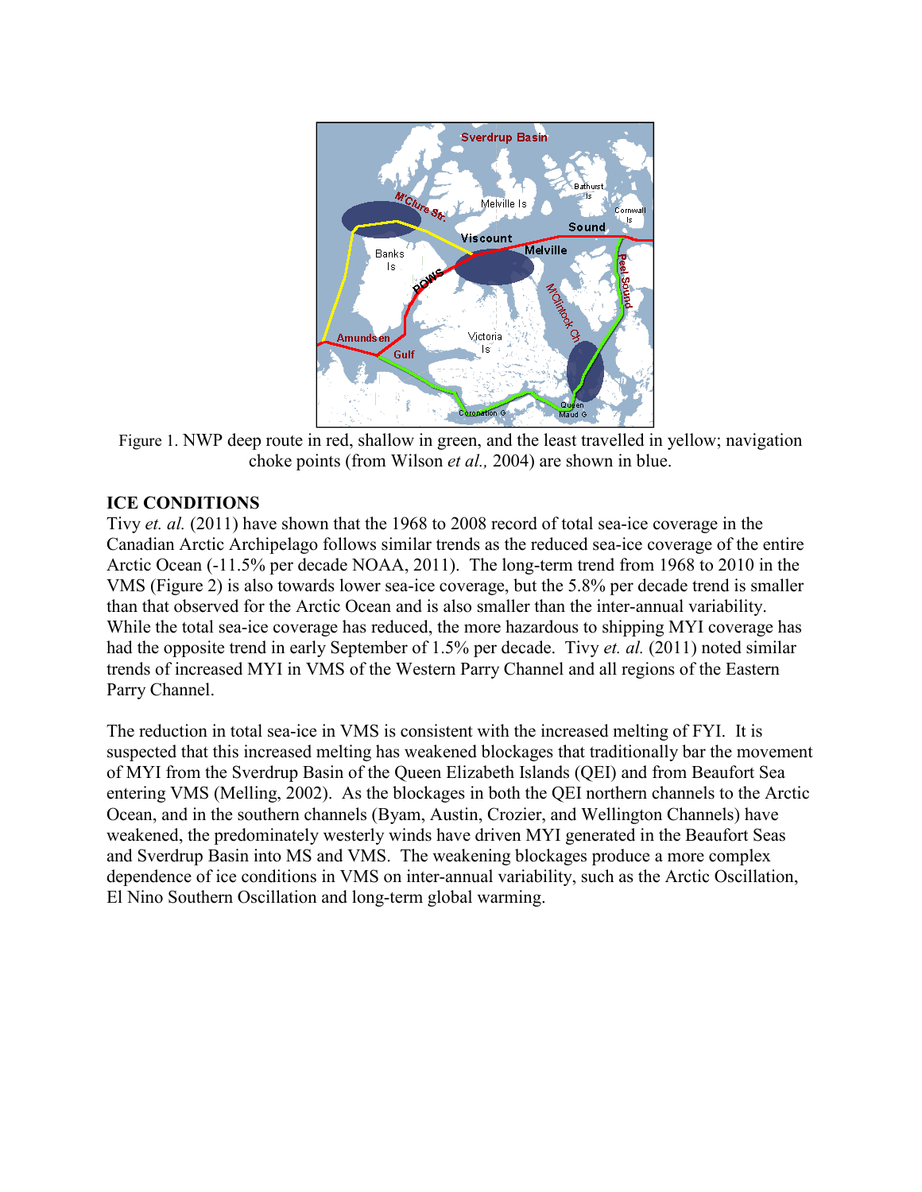Figure 1. NWP deep route in red, shallow in green, and the least travelled in yellow; navigation choke points (from Wilson *et al.,* 2004) are shown in blue.

## ICE CONDITIONS

Tivy *et. al.* (2011) have shown that the 1968 to 2008 record of total sea-ice coverage in the Canadian Arctic Archipelago follows similar trends as the reduced sea-ice coverage of the entire Arctic Ocean (-11.5% per decade NOAA, 2011). The long-term trend from 1968 to 2010 in the VMS (Figure 2) is also towards lower sea-ice coverage, but the 5.8% per decade trend is smaller than that observed for the Arctic Ocean and is also smaller than the inter-annual variability. While the total sea-ice coverage has reduced, the more hazardous to shipping MYI coverage has had the opposite trend in early September of 1.5% per decade. Tivy *et. al.* (2011) noted similar trends of increased MYI in VMS of the Western Parry Channel and all regions of the Eastern Parry Channel.

The reduction in total sea-ice in VMS is consistent with the increased melting of FYI. It is suspected that this increased melting has weakened blockages that traditionally bar the movement of MYI from the Sverdrup Basin of the Queen Elizabeth Islands (QEI) and from Beaufort Sea entering VMS (Melling, 2002). As the blockages in both the QEI northern channels to the Arctic Ocean, and in the southern channels (Byam, Austin, Crozier, and Wellington Channels) have weakened, the predominately westerly winds have driven MYI generated in the Beaufort Seas and Sverdrup Basin into MS and VMS. The weakening blockages produce a more complex dependence of ice conditions in VMS on inter-annual variability, such as the Arctic Oscillation, El Nino Southern Oscillation and long-term global warming.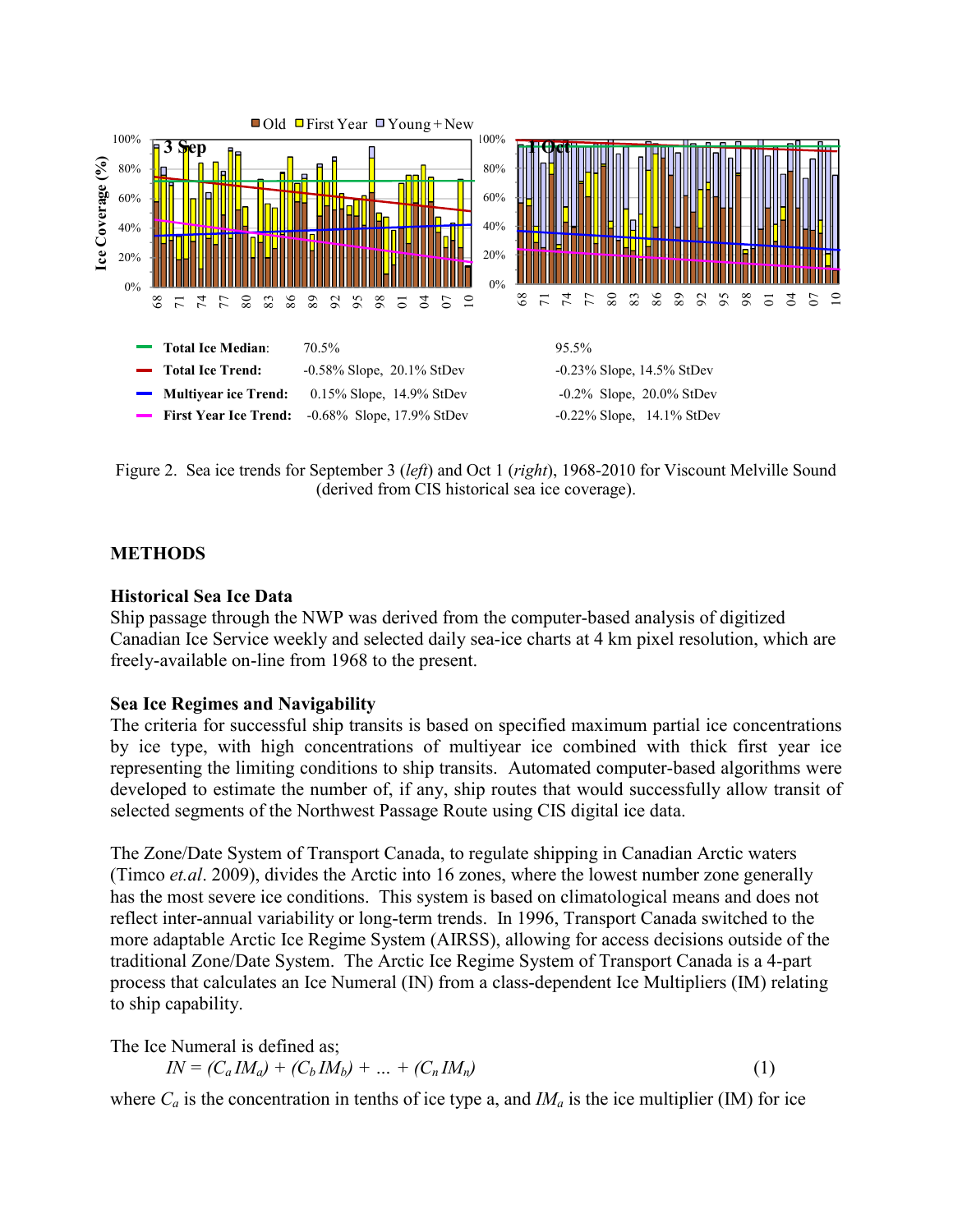| | | 3 Sep | 1 Oct |
|---|---|---|---|
| Total Ice Median: | | 70.5% | 95.5% |
| Total Ice Trend: | | -0.58% Slope, 20.1% StDev | -0.23% Slope, 14.5% StDev |
| Multiyear ice Trend: | | 0.15% Slope, 14.9% StDev | -0.2% Slope, 20.0% StDev |
| First Year Ice Trend: | | -0.68% Slope, 17.9% StDev | -0.22% Slope, 14.1% StDev |

Figure 2. Sea ice trends for September 3 (*left*) and Oct 1 (*right*), 1968-2010 for Viscount Melville Sound (derived from CIS historical sea ice coverage).

## METHODS

### Historical Sea Ice Data

Ship passage through the NWP was derived from the computer-based analysis of digitized Canadian Ice Service weekly and selected daily sea-ice charts at 4 km pixel resolution, which are freely-available on-line from 1968 to the present.

### Sea Ice Regimes and Navigability

The criteria for successful ship transits is based on specified maximum partial ice concentrations by ice type, with high concentrations of multiyear ice combined with thick first year ice representing the limiting conditions to ship transits. Automated computer-based algorithms were developed to estimate the number of, if any, ship routes that would successfully allow transit of selected segments of the Northwest Passage Route using CIS digital ice data.

The Zone/Date System of Transport Canada, to regulate shipping in Canadian Arctic waters (Timco *et.al*. 2009), divides the Arctic into 16 zones, where the lowest number zone generally has the most severe ice conditions. This system is based on climatological means and does not reflect inter-annual variability or long-term trends. In 1996, Transport Canada switched to the more adaptable Arctic Ice Regime System (AIRSS), allowing for access decisions outside of the traditional Zone/Date System. The Arctic Ice Regime System of Transport Canada is a 4-part process that calculates an Ice Numeral (IN) from a class-dependent Ice Multipliers (IM) relating to ship capability.

The Ice Numeral is defined as;

$$IN = (C_a\, IM_a) + (C_b\, IM_b) + \ldots + (C_n\, IM_n) \qquad (1)$$

where $C_a$ is the concentration in tenths of ice type a, and $IM_a$ is the ice multiplier (IM) for ice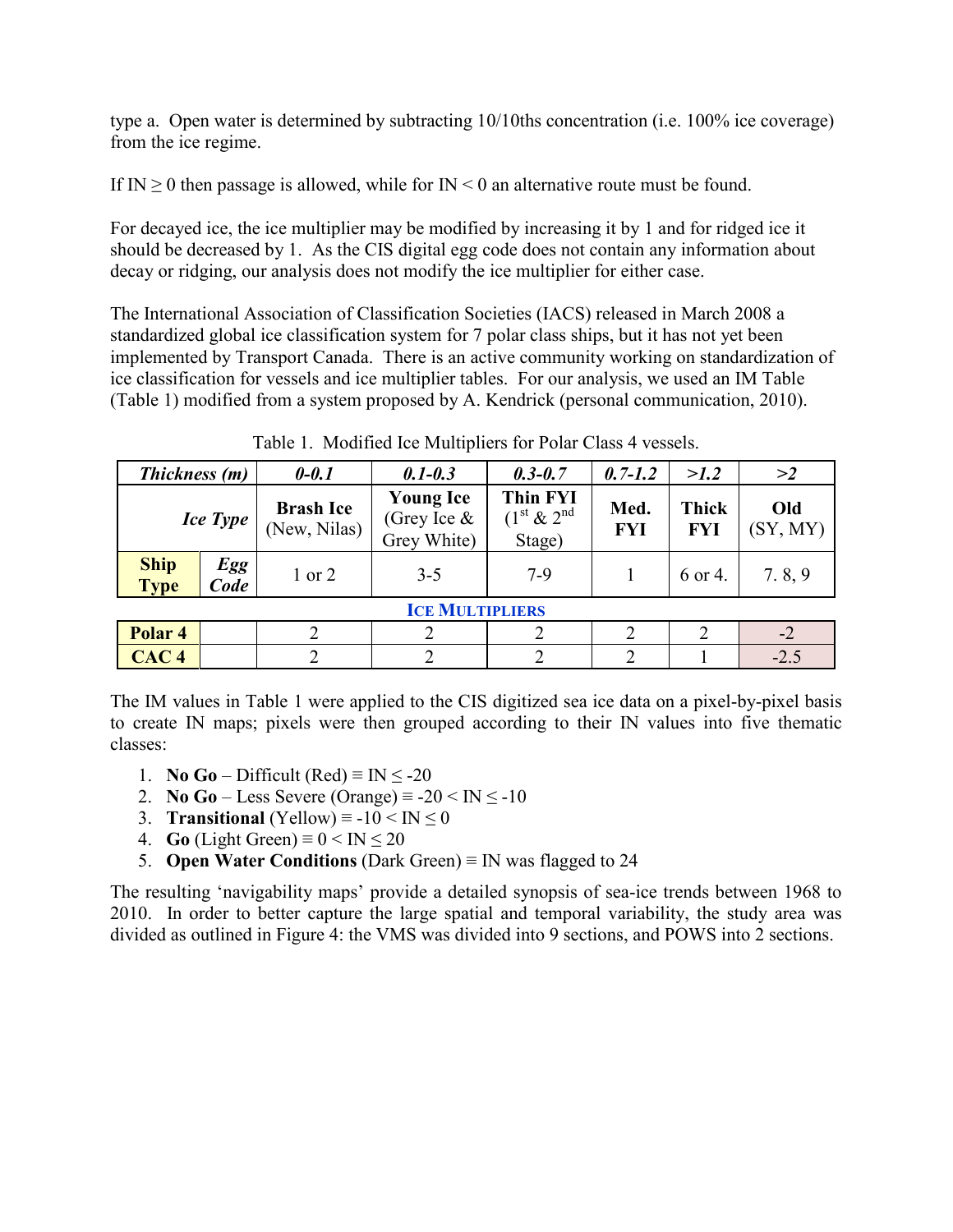type a. Open water is determined by subtracting 10/10ths concentration (i.e. 100% ice coverage) from the ice regime.

If IN ≥ 0 then passage is allowed, while for IN < 0 an alternative route must be found.

For decayed ice, the ice multiplier may be modified by increasing it by 1 and for ridged ice it should be decreased by 1. As the CIS digital egg code does not contain any information about decay or ridging, our analysis does not modify the ice multiplier for either case.

The International Association of Classification Societies (IACS) released in March 2008 a standardized global ice classification system for 7 polar class ships, but it has not yet been implemented by Transport Canada. There is an active community working on standardization of ice classification for vessels and ice multiplier tables. For our analysis, we used an IM Table (Table 1) modified from a system proposed by A. Kendrick (personal communication, 2010).

Table 1. Modified Ice Multipliers for Polar Class 4 vessels.

| ***Thickness (m)*** | | ***0-0.1*** | ***0.1-0.3*** | ***0.3-0.7*** | ***0.7-1.2*** | ***>1.2*** | ***>2*** |
|---|---|---|---|---|---|---|---|
| ***Ice Type*** | | **Brash Ice** (New, Nilas) | **Young Ice** (Grey Ice & Grey White) | **Thin FYI** ($1^{st}$ & $2^{nd}$ Stage) | **Med. FYI** | **Thick FYI** | **Old** (SY, MY) |
| **Ship Type** | ***Egg Code*** | 1 or 2 | 3-5 | 7-9 | 1 | 6 or 4. | 7. 8, 9 |
| **ICE MULTIPLIERS** | | | | | | | |
| **Polar 4** | | 2 | 2 | 2 | 2 | 2 | -2 |
| **CAC 4** | | 2 | 2 | 2 | 2 | 1 | -2.5 |

The IM values in Table 1 were applied to the CIS digitized sea ice data on a pixel-by-pixel basis to create IN maps; pixels were then grouped according to their IN values into five thematic classes:

1. **No Go** – Difficult (Red) ≡ IN ≤ -20
2. **No Go** – Less Severe (Orange) ≡ -20 < IN ≤ -10
3. **Transitional** (Yellow) ≡ -10 < IN ≤ 0
4. **Go** (Light Green) ≡ 0 < IN ≤ 20
5. **Open Water Conditions** (Dark Green) ≡ IN was flagged to 24

The resulting 'navigability maps' provide a detailed synopsis of sea-ice trends between 1968 to 2010. In order to better capture the large spatial and temporal variability, the study area was divided as outlined in Figure 4: the VMS was divided into 9 sections, and POWS into 2 sections.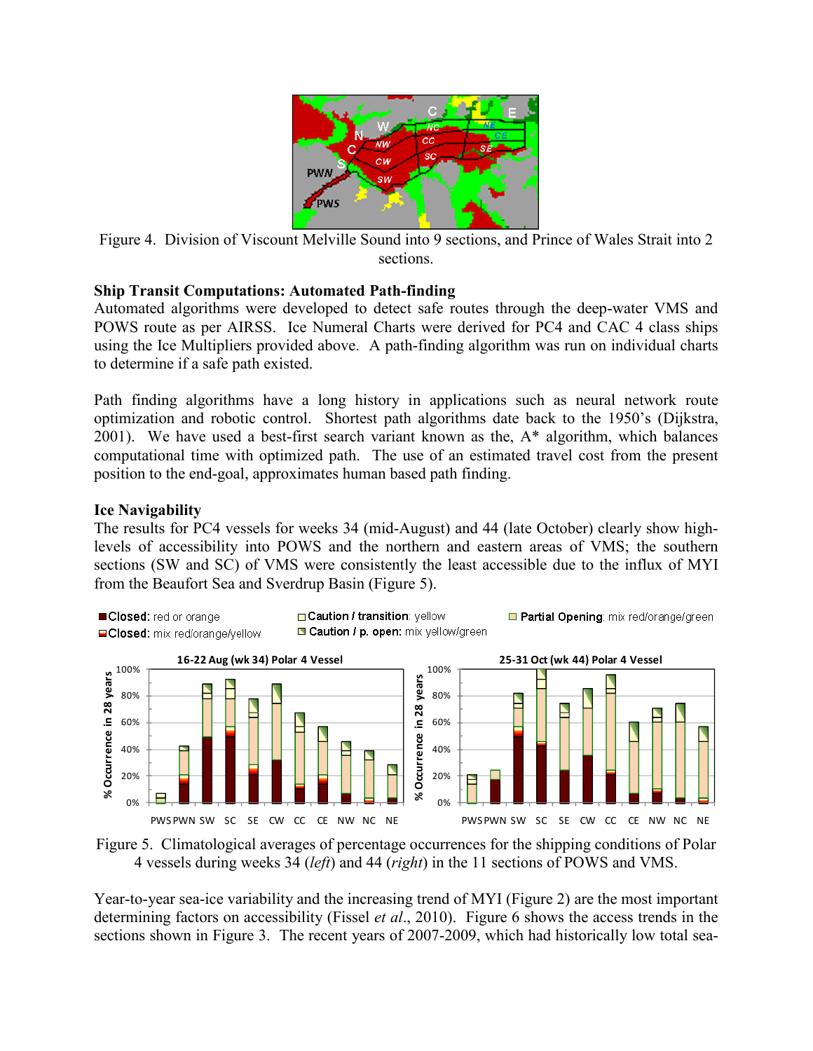Figure 4. Division of Viscount Melville Sound into 9 sections, and Prince of Wales Strait into 2 sections.

**Ship Transit Computations: Automated Path-finding**

Automated algorithms were developed to detect safe routes through the deep-water VMS and POWS route as per AIRSS. Ice Numeral Charts were derived for PC4 and CAC 4 class ships using the Ice Multipliers provided above. A path-finding algorithm was run on individual charts to determine if a safe path existed.

Path finding algorithms have a long history in applications such as neural network route optimization and robotic control. Shortest path algorithms date back to the 1950's (Dijkstra, 2001). We have used a best-first search variant known as the, A* algorithm, which balances computational time with optimized path. The use of an estimated travel cost from the present position to the end-goal, approximates human based path finding.

**Ice Navigability**

The results for PC4 vessels for weeks 34 (mid-August) and 44 (late October) clearly show high-levels of accessibility into POWS and the northern and eastern areas of VMS; the southern sections (SW and SC) of VMS were consistently the least accessible due to the influx of MYI from the Beaufort Sea and Sverdrup Basin (Figure 5).

Figure 5. Climatological averages of percentage occurrences for the shipping conditions of Polar 4 vessels during weeks 34 (*left*) and 44 (*right*) in the 11 sections of POWS and VMS.

Year-to-year sea-ice variability and the increasing trend of MYI (Figure 2) are the most important determining factors on accessibility (Fissel *et al*., 2010). Figure 6 shows the access trends in the sections shown in Figure 3. The recent years of 2007-2009, which had historically low total sea-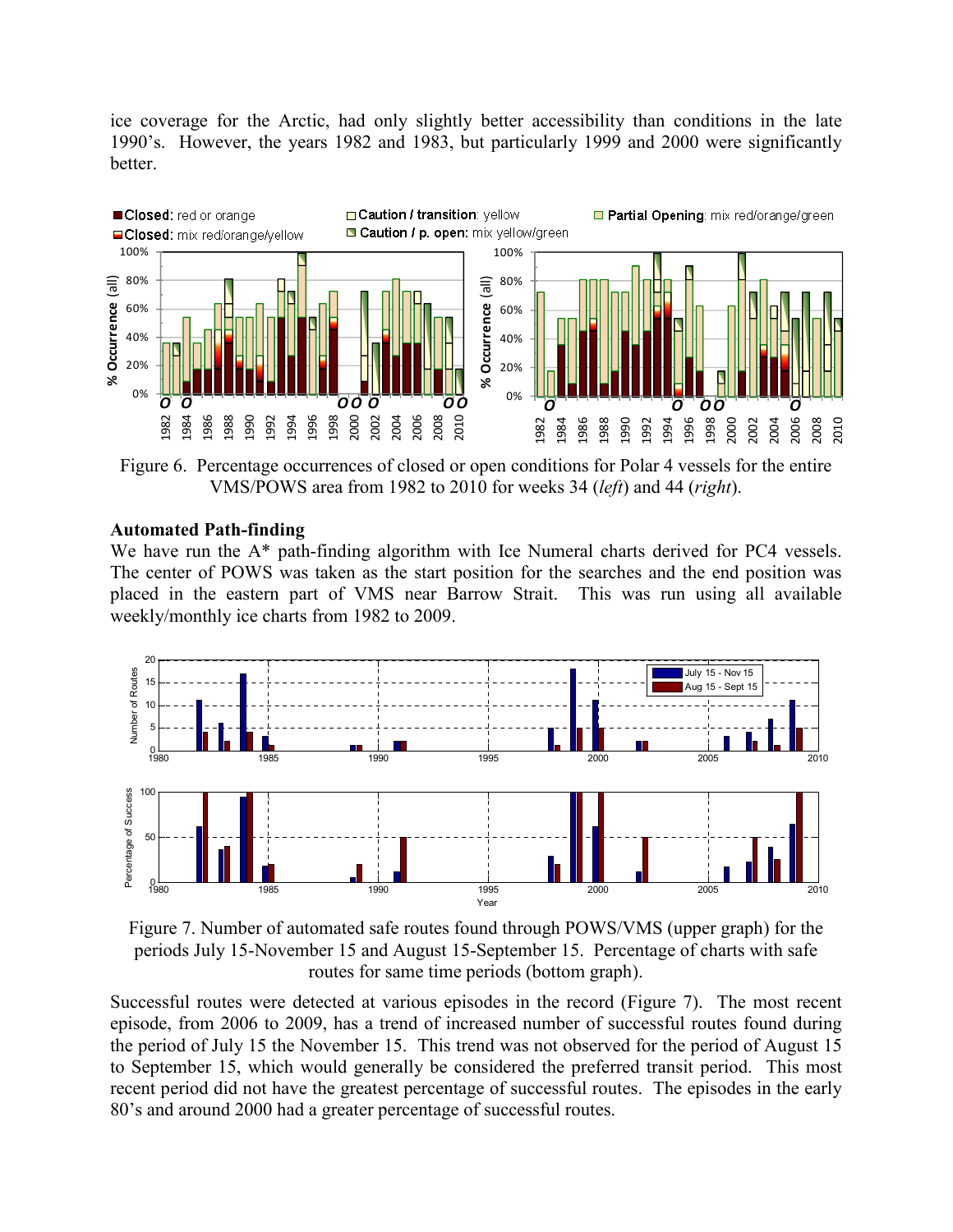ice coverage for the Arctic, had only slightly better accessibility than conditions in the late 1990's. However, the years 1982 and 1983, but particularly 1999 and 2000 were significantly better.

Figure 6. Percentage occurrences of closed or open conditions for Polar 4 vessels for the entire VMS/POWS area from 1982 to 2010 for weeks 34 (*left*) and 44 (*right*).

**Automated Path-finding**

We have run the A* path-finding algorithm with Ice Numeral charts derived for PC4 vessels. The center of POWS was taken as the start position for the searches and the end position was placed in the eastern part of VMS near Barrow Strait. This was run using all available weekly/monthly ice charts from 1982 to 2009.

Figure 7. Number of automated safe routes found through POWS/VMS (upper graph) for the periods July 15-November 15 and August 15-September 15. Percentage of charts with safe routes for same time periods (bottom graph).

Successful routes were detected at various episodes in the record (Figure 7). The most recent episode, from 2006 to 2009, has a trend of increased number of successful routes found during the period of July 15 the November 15. This trend was not observed for the period of August 15 to September 15, which would generally be considered the preferred transit period. This most recent period did not have the greatest percentage of successful routes. The episodes in the early 80's and around 2000 had a greater percentage of successful routes.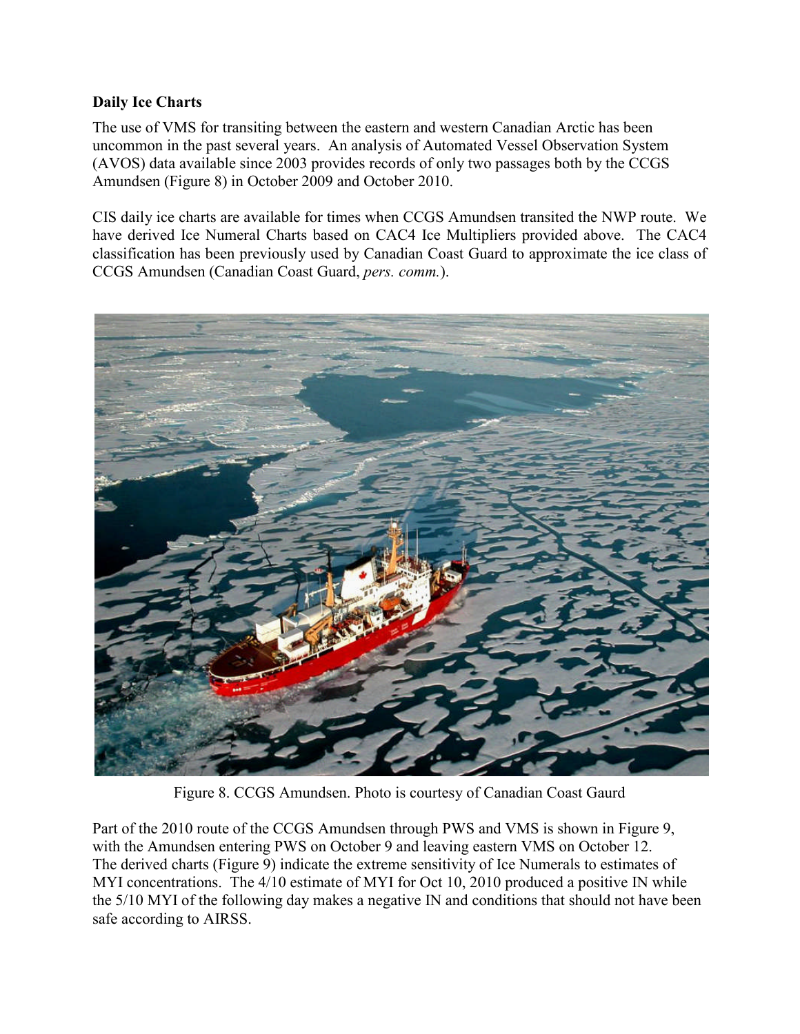**Daily Ice Charts**

The use of VMS for transiting between the eastern and western Canadian Arctic has been uncommon in the past several years. An analysis of Automated Vessel Observation System (AVOS) data available since 2003 provides records of only two passages both by the CCGS Amundsen (Figure 8) in October 2009 and October 2010.

CIS daily ice charts are available for times when CCGS Amundsen transited the NWP route. We have derived Ice Numeral Charts based on CAC4 Ice Multipliers provided above. The CAC4 classification has been previously used by Canadian Coast Guard to approximate the ice class of CCGS Amundsen (Canadian Coast Guard, *pers. comm.*).

Figure 8. CCGS Amundsen. Photo is courtesy of Canadian Coast Gaurd

Part of the 2010 route of the CCGS Amundsen through PWS and VMS is shown in Figure 9, with the Amundsen entering PWS on October 9 and leaving eastern VMS on October 12. The derived charts (Figure 9) indicate the extreme sensitivity of Ice Numerals to estimates of MYI concentrations. The 4/10 estimate of MYI for Oct 10, 2010 produced a positive IN while the 5/10 MYI of the following day makes a negative IN and conditions that should not have been safe according to AIRSS.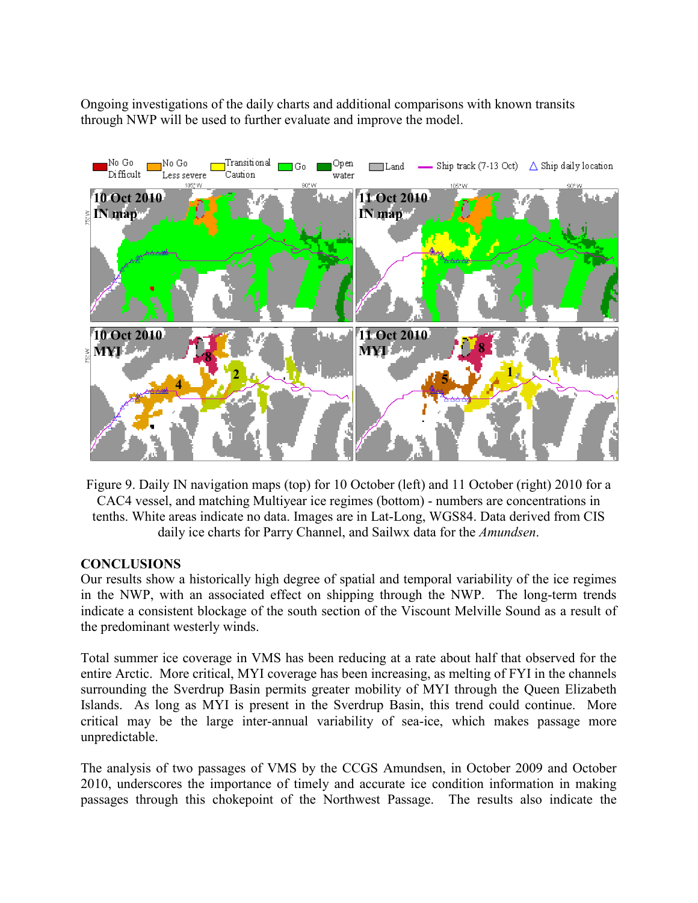Ongoing investigations of the daily charts and additional comparisons with known transits through NWP will be used to further evaluate and improve the model.

Figure 9. Daily IN navigation maps (top) for 10 October (left) and 11 October (right) 2010 for a CAC4 vessel, and matching Multiyear ice regimes (bottom) - numbers are concentrations in tenths. White areas indicate no data. Images are in Lat-Long, WGS84. Data derived from CIS daily ice charts for Parry Channel, and Sailwx data for the *Amundsen*.

## CONCLUSIONS

Our results show a historically high degree of spatial and temporal variability of the ice regimes in the NWP, with an associated effect on shipping through the NWP. The long-term trends indicate a consistent blockage of the south section of the Viscount Melville Sound as a result of the predominant westerly winds.

Total summer ice coverage in VMS has been reducing at a rate about half that observed for the entire Arctic. More critical, MYI coverage has been increasing, as melting of FYI in the channels surrounding the Sverdrup Basin permits greater mobility of MYI through the Queen Elizabeth Islands. As long as MYI is present in the Sverdrup Basin, this trend could continue. More critical may be the large inter-annual variability of sea-ice, which makes passage more unpredictable.

The analysis of two passages of VMS by the CCGS Amundsen, in October 2009 and October 2010, underscores the importance of timely and accurate ice condition information in making passages through this chokepoint of the Northwest Passage. The results also indicate the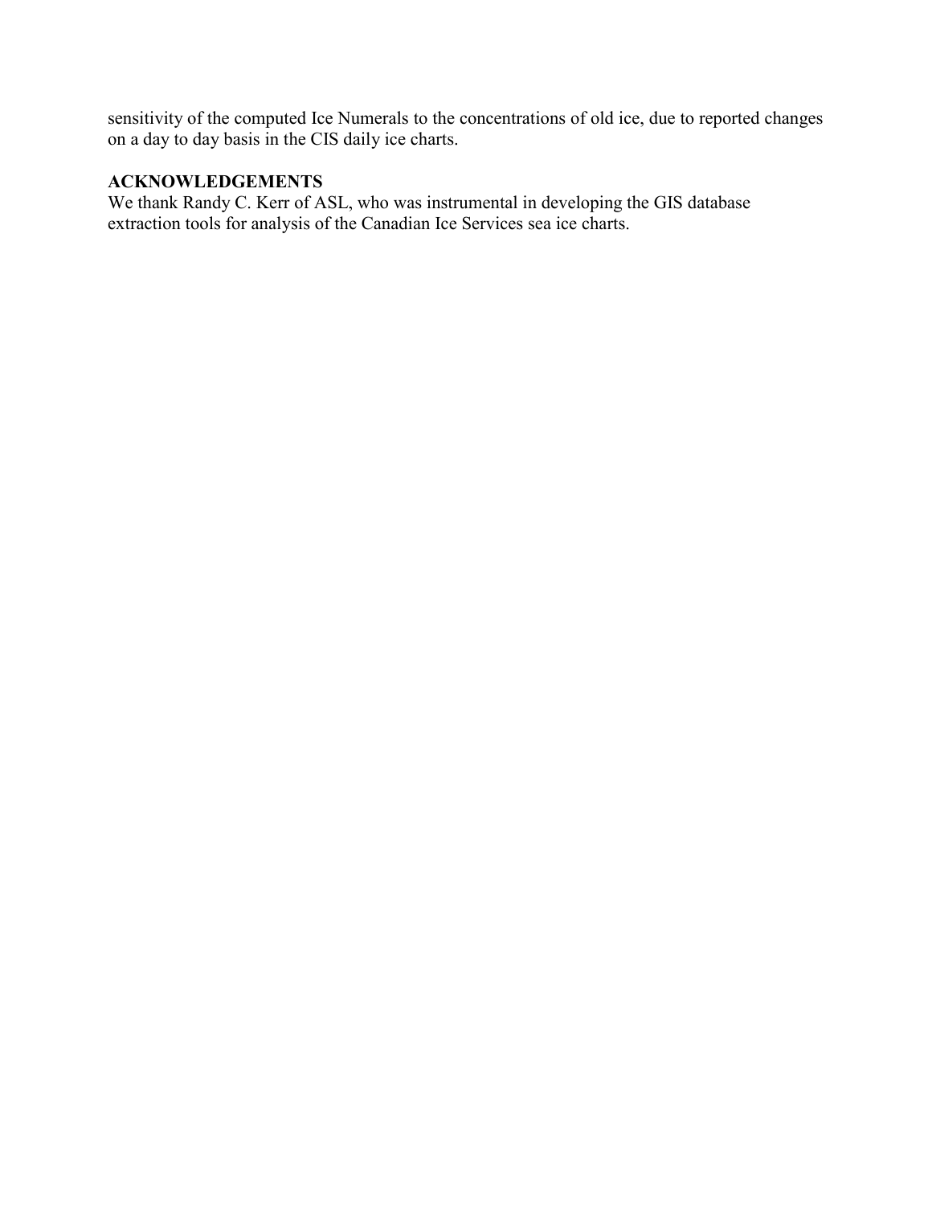sensitivity of the computed Ice Numerals to the concentrations of old ice, due to reported changes on a day to day basis in the CIS daily ice charts.

## ACKNOWLEDGEMENTS

We thank Randy C. Kerr of ASL, who was instrumental in developing the GIS database extraction tools for analysis of the Canadian Ice Services sea ice charts.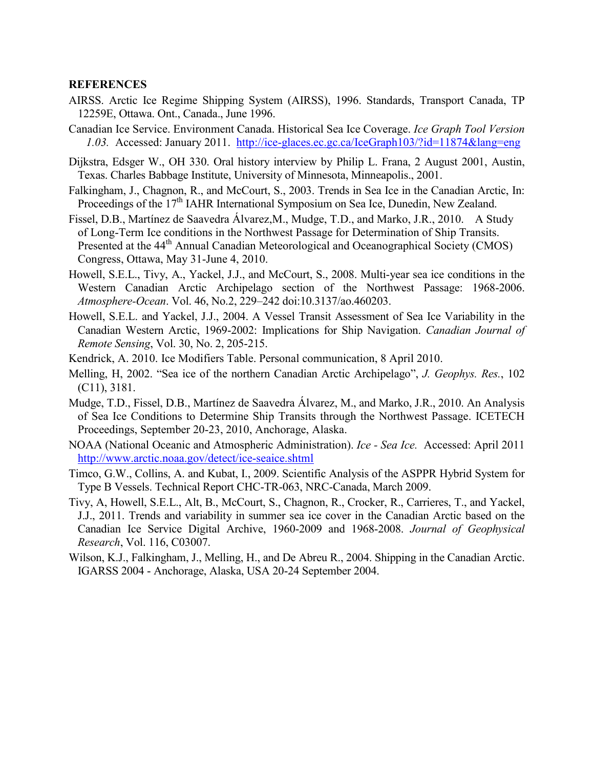**REFERENCES**

AIRSS. Arctic Ice Regime Shipping System (AIRSS), 1996. Standards, Transport Canada, TP 12259E, Ottawa. Ont., Canada., June 1996.

Canadian Ice Service. Environment Canada. Historical Sea Ice Coverage. *Ice Graph Tool Version 1.03.* Accessed: January 2011. http://ice-glaces.ec.gc.ca/IceGraph103/?id=11874&lang=eng

Dijkstra, Edsger W., OH 330. Oral history interview by Philip L. Frana, 2 August 2001, Austin, Texas. Charles Babbage Institute, University of Minnesota, Minneapolis., 2001.

Falkingham, J., Chagnon, R., and McCourt, S., 2003. Trends in Sea Ice in the Canadian Arctic, In: Proceedings of the 17th IAHR International Symposium on Sea Ice, Dunedin, New Zealand.

Fissel, D.B., Martínez de Saavedra Álvarez,M., Mudge, T.D., and Marko, J.R., 2010. A Study of Long-Term Ice conditions in the Northwest Passage for Determination of Ship Transits. Presented at the 44th Annual Canadian Meteorological and Oceanographical Society (CMOS) Congress, Ottawa, May 31-June 4, 2010.

Howell, S.E.L., Tivy, A., Yackel, J.J., and McCourt, S., 2008. Multi-year sea ice conditions in the Western Canadian Arctic Archipelago section of the Northwest Passage: 1968-2006. *Atmosphere-Ocean*. Vol. 46, No.2, 229–242 doi:10.3137/ao.460203.

Howell, S.E.L. and Yackel, J.J., 2004. A Vessel Transit Assessment of Sea Ice Variability in the Canadian Western Arctic, 1969-2002: Implications for Ship Navigation. *Canadian Journal of Remote Sensing*, Vol. 30, No. 2, 205-215.

Kendrick, A. 2010. Ice Modifiers Table. Personal communication, 8 April 2010.

Melling, H, 2002. "Sea ice of the northern Canadian Arctic Archipelago", *J. Geophys. Res.*, 102 (C11), 3181.

Mudge, T.D., Fissel, D.B., Martínez de Saavedra Álvarez, M., and Marko, J.R., 2010. An Analysis of Sea Ice Conditions to Determine Ship Transits through the Northwest Passage. ICETECH Proceedings, September 20-23, 2010, Anchorage, Alaska.

NOAA (National Oceanic and Atmospheric Administration). *Ice - Sea Ice.* Accessed: April 2011 http://www.arctic.noaa.gov/detect/ice-seaice.shtml

Timco, G.W., Collins, A. and Kubat, I., 2009. Scientific Analysis of the ASPPR Hybrid System for Type B Vessels. Technical Report CHC-TR-063, NRC-Canada, March 2009.

Tivy, A, Howell, S.E.L., Alt, B., McCourt, S., Chagnon, R., Crocker, R., Carrieres, T., and Yackel, J.J., 2011. Trends and variability in summer sea ice cover in the Canadian Arctic based on the Canadian Ice Service Digital Archive, 1960-2009 and 1968-2008. *Journal of Geophysical Research*, Vol. 116, C03007.

Wilson, K.J., Falkingham, J., Melling, H., and De Abreu R., 2004. Shipping in the Canadian Arctic. IGARSS 2004 - Anchorage, Alaska, USA 20-24 September 2004.